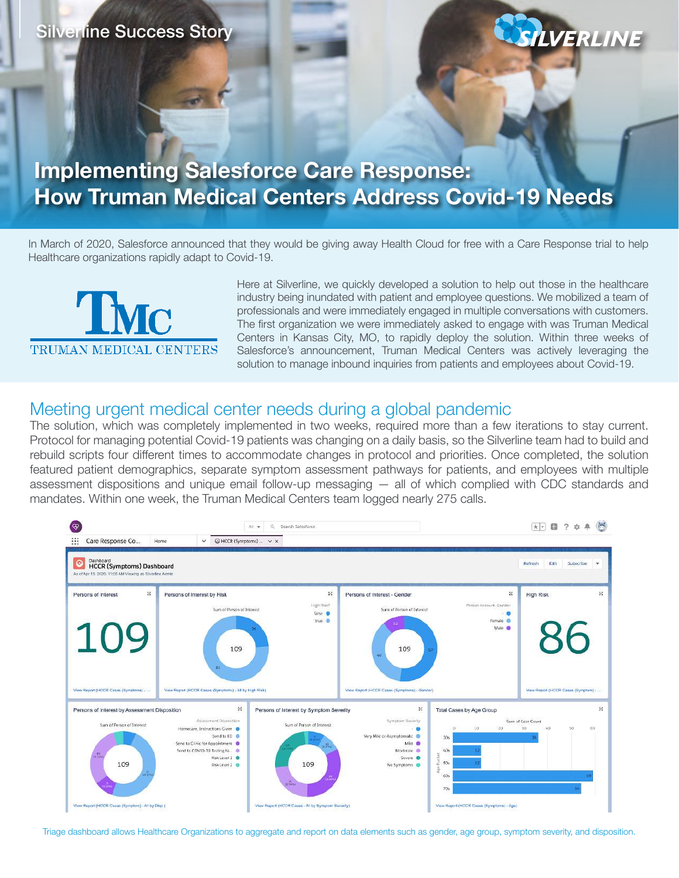Silverline Success Story

# Implementing Salesforce Care Response: How Truman Medical Centers Address Covid-19 Needs

In March of 2020, Salesforce announced that they would be giving away Health Cloud for free with a Care Response trial to help Healthcare organizations rapidly adapt to Covid-19.

Here at Silverline, we quickly developed a solution to help out those in the healthcare industry being inundated with patient and employee questions. We mobilized a team of professionals and were immediately engaged in multiple conversations with customers. The first organization we were immediately asked to engage with was Truman Medical Centers in Kansas City, MO, to rapidly deploy the solution. Within three weeks of Salesforce's announcement, Truman Medical Centers was actively leveraging the solution to manage inbound inquiries from patients and employees about Covid-19.

## Meeting urgent medical center needs during a global pandemic

The solution, which was completely implemented in two weeks, required more than a few iterations to stay current. Protocol for managing potential Covid-19 patients was changing on a daily basis, so the Silverline team had to build and rebuild scripts four different times to accommodate changes in protocol and priorities. Once completed, the solution featured patient demographics, separate symptom assessment pathways for patients, and employees with multiple assessment dispositions and unique email follow-up messaging — all of which complied with CDC standards and mandates. Within one week, the Truman Medical Centers team logged nearly 275 calls.

Triage dashboard allows Healthcare Organizations to aggregate and report on data elements such as gender, age group, symptom severity, and disposition.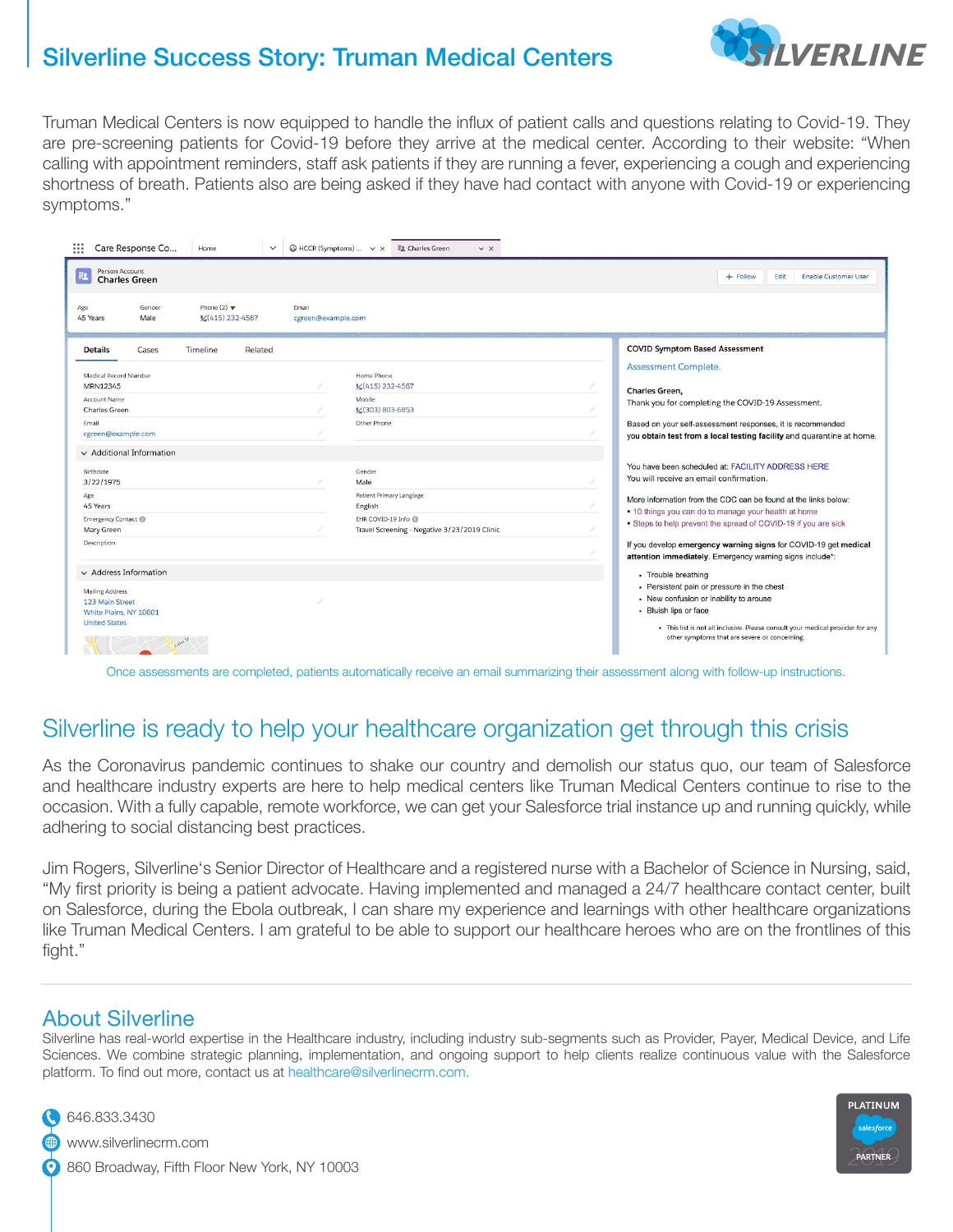# Silverline Success Story: Truman Medical Centers

Truman Medical Centers is now equipped to handle the influx of patient calls and questions relating to Covid-19. They are pre-screening patients for Covid-19 before they arrive at the medical center. According to their website: “When calling with appointment reminders, staff ask patients if they are running a fever, experiencing a cough and experiencing shortness of breath. Patients also are being asked if they have had contact with anyone with Covid-19 or experiencing symptoms.”

Once assessments are completed, patients automatically receive an email summarizing their assessment along with follow-up instructions.

## Silverline is ready to help your healthcare organization get through this crisis

As the Coronavirus pandemic continues to shake our country and demolish our status quo, our team of Salesforce and healthcare industry experts are here to help medical centers like Truman Medical Centers continue to rise to the occasion. With a fully capable, remote workforce, we can get your Salesforce trial instance up and running quickly, while adhering to social distancing best practices.

Jim Rogers, Silverline‘s Senior Director of Healthcare and a registered nurse with a Bachelor of Science in Nursing, said, “My first priority is being a patient advocate. Having implemented and managed a 24/7 healthcare contact center, built on Salesforce, during the Ebola outbreak, I can share my experience and learnings with other healthcare organizations like Truman Medical Centers. I am grateful to be able to support our healthcare heroes who are on the frontlines of this fight.”

## About Silverline

Silverline has real-world expertise in the Healthcare industry, including industry sub-segments such as Provider, Payer, Medical Device, and Life Sciences. We combine strategic planning, implementation, and ongoing support to help clients realize continuous value with the Salesforce platform. To find out more, contact us at healthcare@silverlinecrm.com.

646.833.3430

www.silverlinecrm.com

860 Broadway, Fifth Floor New York, NY 10003